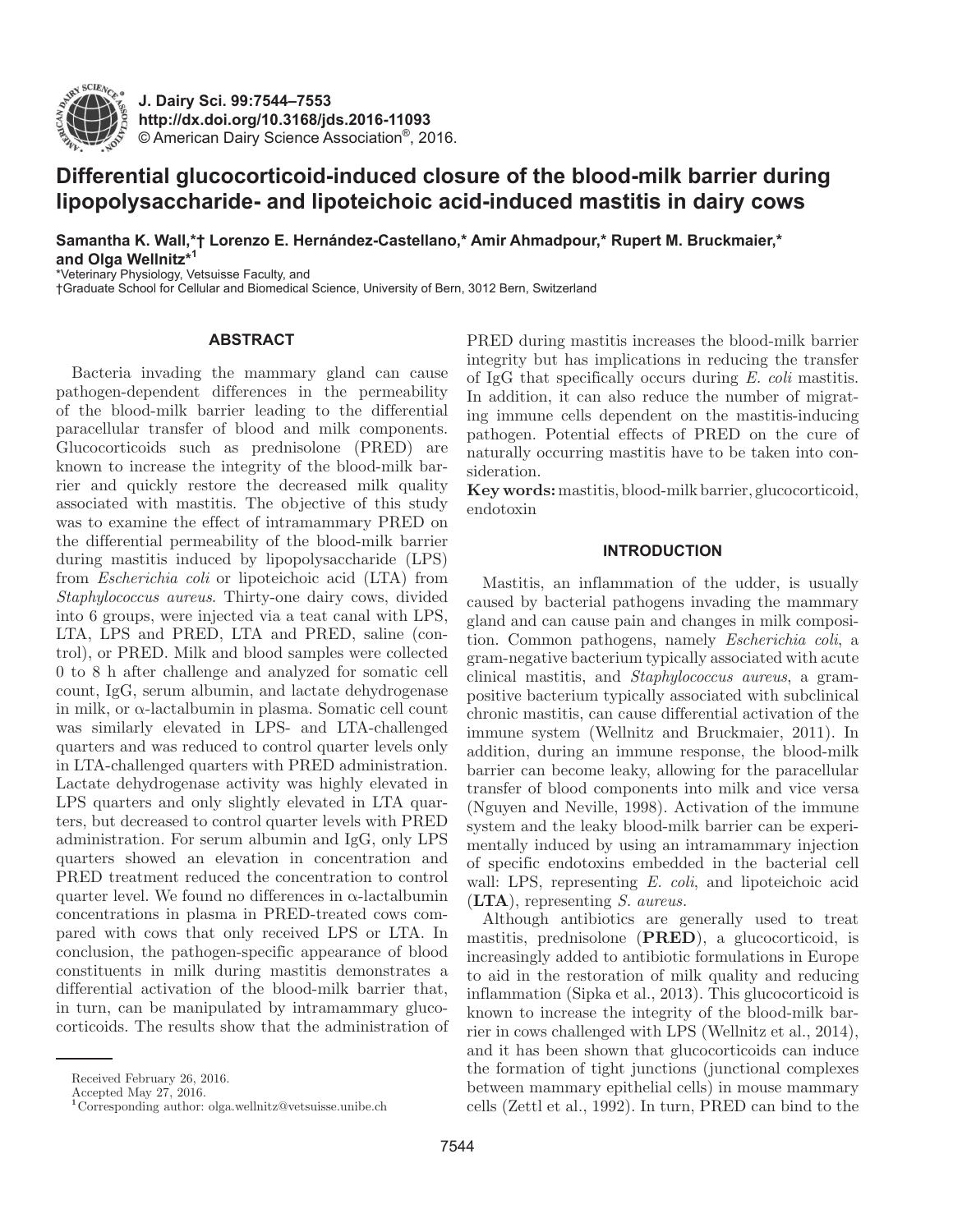# Differential glucocorticoid-induced closure of the blood-milk barrier during lipopolysaccharide- and lipoteichoic acid-induced mastitis in dairy cows

**Samantha K. Wall,\*† Lorenzo E. Hernández-Castellano,\* Amir Ahmadpour,\* Rupert M. Bruckmaier,\* and Olga Wellnitz\*[1]**

\*Veterinary Physiology, Vetsuisse Faculty, and
†Graduate School for Cellular and Biomedical Science, University of Bern, 3012 Bern, Switzerland

## ABSTRACT

Bacteria invading the mammary gland can cause pathogen-dependent differences in the permeability of the blood-milk barrier leading to the differential paracellular transfer of blood and milk components. Glucocorticoids such as prednisolone (PRED) are known to increase the integrity of the blood-milk barrier and quickly restore the decreased milk quality associated with mastitis. The objective of this study was to examine the effect of intramammary PRED on the differential permeability of the blood-milk barrier during mastitis induced by lipopolysaccharide (LPS) from *Escherichia coli* or lipoteichoic acid (LTA) from *Staphylococcus aureus*. Thirty-one dairy cows, divided into 6 groups, were injected via a teat canal with LPS, LTA, LPS and PRED, LTA and PRED, saline (control), or PRED. Milk and blood samples were collected 0 to 8 h after challenge and analyzed for somatic cell count, IgG, serum albumin, and lactate dehydrogenase in milk, or α-lactalbumin in plasma. Somatic cell count was similarly elevated in LPS- and LTA-challenged quarters and was reduced to control quarter levels only in LTA-challenged quarters with PRED administration. Lactate dehydrogenase activity was highly elevated in LPS quarters and only slightly elevated in LTA quarters, but decreased to control quarter levels with PRED administration. For serum albumin and IgG, only LPS quarters showed an elevation in concentration and PRED treatment reduced the concentration to control quarter level. We found no differences in α-lactalbumin concentrations in plasma in PRED-treated cows compared with cows that only received LPS or LTA. In conclusion, the pathogen-specific appearance of blood constituents in milk during mastitis demonstrates a differential activation of the blood-milk barrier that, in turn, can be manipulated by intramammary glucocorticoids. The results show that the administration of PRED during mastitis increases the blood-milk barrier integrity but has implications in reducing the transfer of IgG that specifically occurs during *E. coli* mastitis. In addition, it can also reduce the number of migrating immune cells dependent on the mastitis-inducing pathogen. Potential effects of PRED on the cure of naturally occurring mastitis have to be taken into consideration.

**Key words:** mastitis, blood-milk barrier, glucocorticoid, endotoxin

## INTRODUCTION

Mastitis, an inflammation of the udder, is usually caused by bacterial pathogens invading the mammary gland and can cause pain and changes in milk composition. Common pathogens, namely *Escherichia coli*, a gram-negative bacterium typically associated with acute clinical mastitis, and *Staphylococcus aureus*, a gram-positive bacterium typically associated with subclinical chronic mastitis, can cause differential activation of the immune system (Wellnitz and Bruckmaier, 2011). In addition, during an immune response, the blood-milk barrier can become leaky, allowing for the paracellular transfer of blood components into milk and vice versa (Nguyen and Neville, 1998). Activation of the immune system and the leaky blood-milk barrier can be experimentally induced by using an intramammary injection of specific endotoxins embedded in the bacterial cell wall: LPS, representing *E. coli*, and lipoteichoic acid (**LTA**), representing *S. aureus*.

Although antibiotics are generally used to treat mastitis, prednisolone (**PRED**), a glucocorticoid, is increasingly added to antibiotic formulations in Europe to aid in the restoration of milk quality and reducing inflammation (Sipka et al., 2013). This glucocorticoid is known to increase the integrity of the blood-milk barrier in cows challenged with LPS (Wellnitz et al., 2014), and it has been shown that glucocorticoids can induce the formation of tight junctions (junctional complexes between mammary epithelial cells) in mouse mammary cells (Zettl et al., 1992). In turn, PRED can bind to the

Received February 26, 2016.
Accepted May 27, 2016.
[1]Corresponding author: olga.wellnitz@vetsuisse.unibe.ch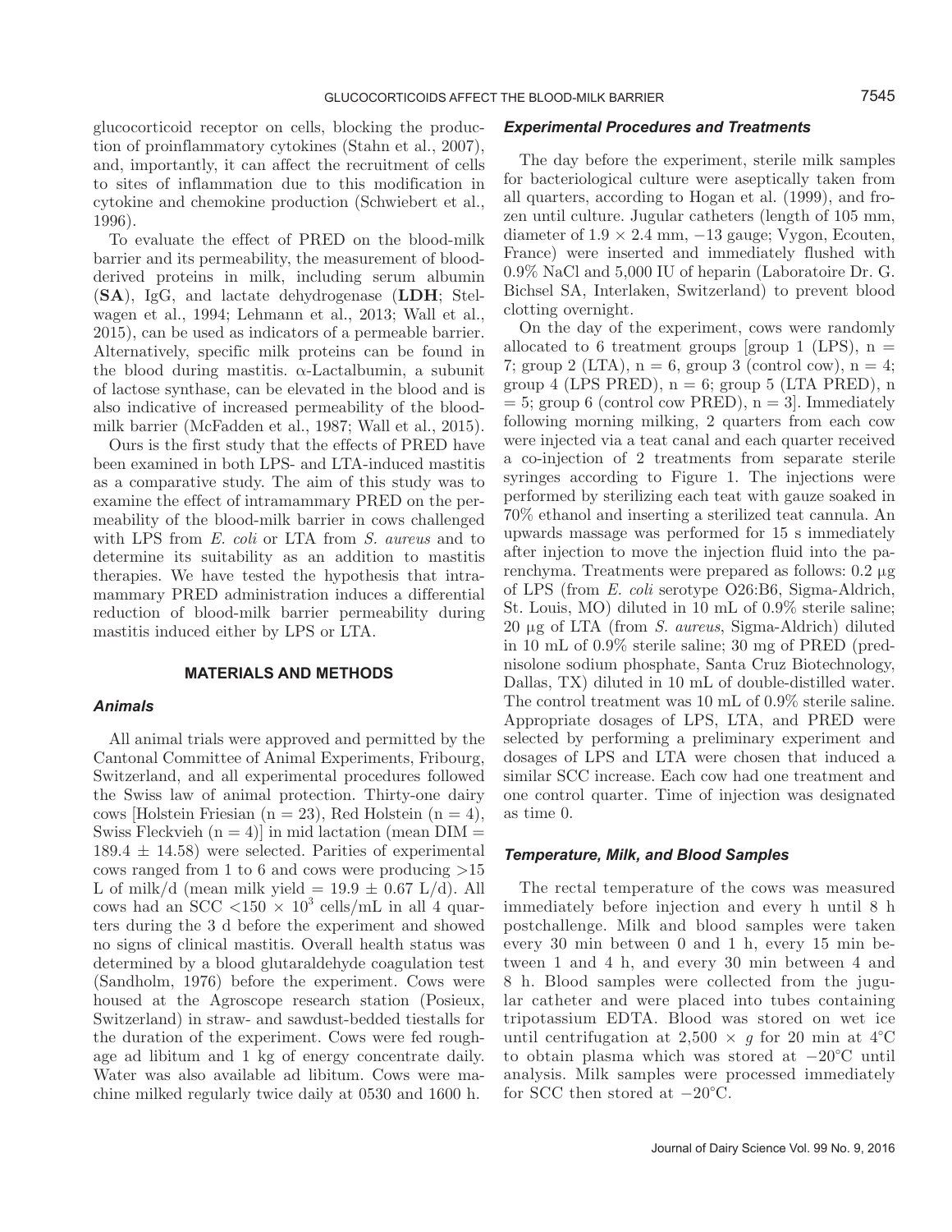glucocorticoid receptor on cells, blocking the production of proinflammatory cytokines (Stahn et al., 2007), and, importantly, it can affect the recruitment of cells to sites of inflammation due to this modification in cytokine and chemokine production (Schwiebert et al., 1996).

To evaluate the effect of PRED on the blood-milk barrier and its permeability, the measurement of blood-derived proteins in milk, including serum albumin (**SA**), IgG, and lactate dehydrogenase (**LDH**; Stelwagen et al., 1994; Lehmann et al., 2013; Wall et al., 2015), can be used as indicators of a permeable barrier. Alternatively, specific milk proteins can be found in the blood during mastitis. α-Lactalbumin, a subunit of lactose synthase, can be elevated in the blood and is also indicative of increased permeability of the blood-milk barrier (McFadden et al., 1987; Wall et al., 2015).

Ours is the first study that the effects of PRED have been examined in both LPS- and LTA-induced mastitis as a comparative study. The aim of this study was to examine the effect of intramammary PRED on the permeability of the blood-milk barrier in cows challenged with LPS from *E. coli* or LTA from *S. aureus* and to determine its suitability as an addition to mastitis therapies. We have tested the hypothesis that intramammary PRED administration induces a differential reduction of blood-milk barrier permeability during mastitis induced either by LPS or LTA.

## MATERIALS AND METHODS

### Animals

All animal trials were approved and permitted by the Cantonal Committee of Animal Experiments, Fribourg, Switzerland, and all experimental procedures followed the Swiss law of animal protection. Thirty-one dairy cows [Holstein Friesian (n = 23), Red Holstein (n = 4), Swiss Fleckvieh (n = 4)] in mid lactation (mean DIM = 189.4 ± 14.58) were selected. Parities of experimental cows ranged from 1 to 6 and cows were producing >15 L of milk/d (mean milk yield = 19.9 ± 0.67 L/d). All cows had an SCC $<150 \times 10^3$ cells/mL in all 4 quarters during the 3 d before the experiment and showed no signs of clinical mastitis. Overall health status was determined by a blood glutaraldehyde coagulation test (Sandholm, 1976) before the experiment. Cows were housed at the Agroscope research station (Posieux, Switzerland) in straw- and sawdust-bedded tiestalls for the duration of the experiment. Cows were fed roughage ad libitum and 1 kg of energy concentrate daily. Water was also available ad libitum. Cows were machine milked regularly twice daily at 0530 and 1600 h.

### Experimental Procedures and Treatments

The day before the experiment, sterile milk samples for bacteriological culture were aseptically taken from all quarters, according to Hogan et al. (1999), and frozen until culture. Jugular catheters (length of 105 mm, diameter of 1.9 × 2.4 mm, −13 gauge; Vygon, Ecouten, France) were inserted and immediately flushed with 0.9% NaCl and 5,000 IU of heparin (Laboratoire Dr. G. Bichsel SA, Interlaken, Switzerland) to prevent blood clotting overnight.

On the day of the experiment, cows were randomly allocated to 6 treatment groups [group 1 (LPS), n = 7; group 2 (LTA), n = 6, group 3 (control cow), n = 4; group 4 (LPS PRED), n = 6; group 5 (LTA PRED), n = 5; group 6 (control cow PRED), n = 3]. Immediately following morning milking, 2 quarters from each cow were injected via a teat canal and each quarter received a co-injection of 2 treatments from separate sterile syringes according to Figure 1. The injections were performed by sterilizing each teat with gauze soaked in 70% ethanol and inserting a sterilized teat cannula. An upwards massage was performed for 15 s immediately after injection to move the injection fluid into the parenchyma. Treatments were prepared as follows: 0.2 μg of LPS (from *E. coli* serotype O26:B6, Sigma-Aldrich, St. Louis, MO) diluted in 10 mL of 0.9% sterile saline; 20 μg of LTA (from *S. aureus*, Sigma-Aldrich) diluted in 10 mL of 0.9% sterile saline; 30 mg of PRED (prednisolone sodium phosphate, Santa Cruz Biotechnology, Dallas, TX) diluted in 10 mL of double-distilled water. The control treatment was 10 mL of 0.9% sterile saline. Appropriate dosages of LPS, LTA, and PRED were selected by performing a preliminary experiment and dosages of LPS and LTA were chosen that induced a similar SCC increase. Each cow had one treatment and one control quarter. Time of injection was designated as time 0.

### Temperature, Milk, and Blood Samples

The rectal temperature of the cows was measured immediately before injection and every h until 8 h postchallenge. Milk and blood samples were taken every 30 min between 0 and 1 h, every 15 min between 1 and 4 h, and every 30 min between 4 and 8 h. Blood samples were collected from the jugular catheter and were placed into tubes containing tripotassium EDTA. Blood was stored on wet ice until centrifugation at 2,500 × *g* for 20 min at 4°C to obtain plasma which was stored at −20°C until analysis. Milk samples were processed immediately for SCC then stored at −20°C.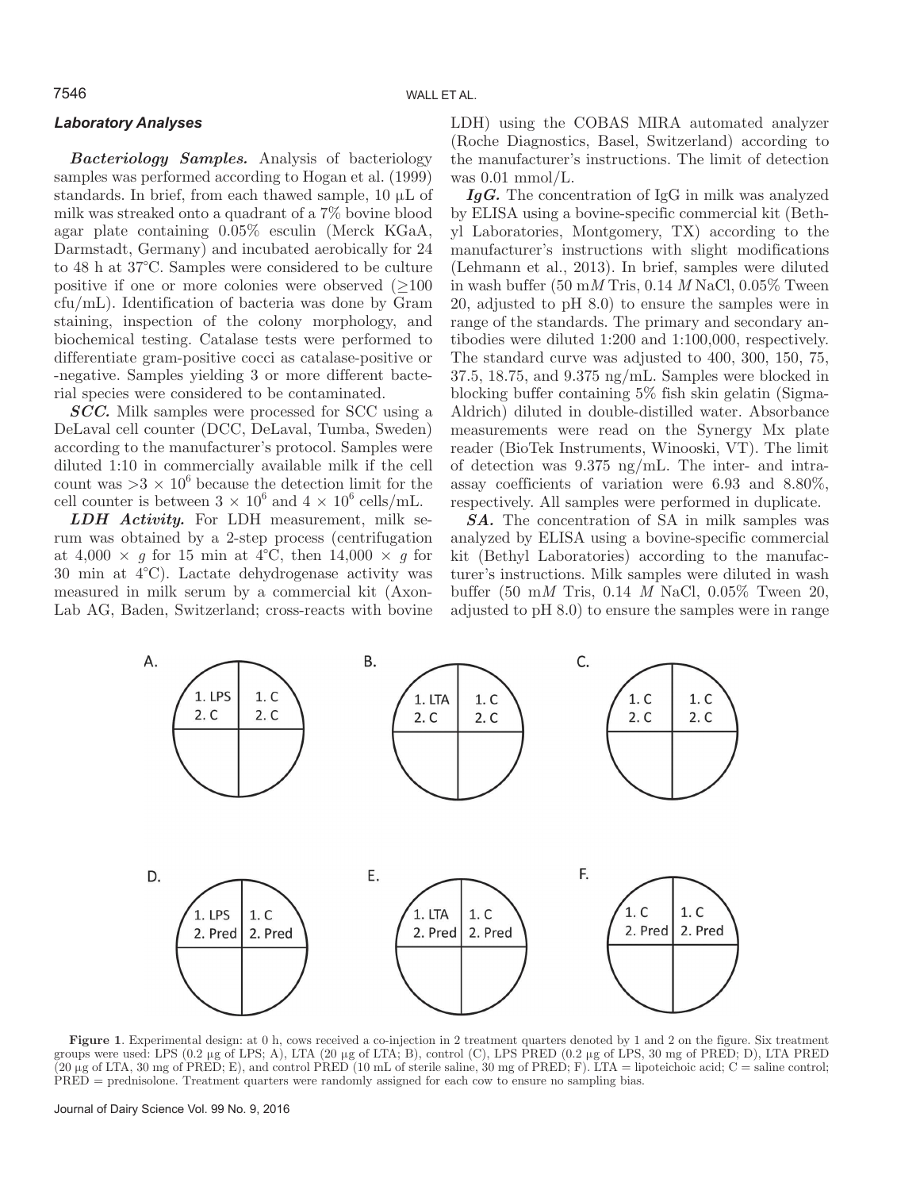### *Laboratory Analyses*

***Bacteriology Samples.*** Analysis of bacteriology samples was performed according to Hogan et al. (1999) standards. In brief, from each thawed sample, 10 μL of milk was streaked onto a quadrant of a 7% bovine blood agar plate containing 0.05% esculin (Merck KGaA, Darmstadt, Germany) and incubated aerobically for 24 to 48 h at 37°C. Samples were considered to be culture positive if one or more colonies were observed (≥100 cfu/mL). Identification of bacteria was done by Gram staining, inspection of the colony morphology, and biochemical testing. Catalase tests were performed to differentiate gram-positive cocci as catalase-positive or -negative. Samples yielding 3 or more different bacterial species were considered to be contaminated.

***SCC.*** Milk samples were processed for SCC using a DeLaval cell counter (DCC, DeLaval, Tumba, Sweden) according to the manufacturer's protocol. Samples were diluted 1:10 in commercially available milk if the cell count was $>3 \times 10^6$ because the detection limit for the cell counter is between $3 \times 10^6$ and $4 \times 10^6$ cells/mL.

***LDH Activity.*** For LDH measurement, milk serum was obtained by a 2-step process (centrifugation at $4,000 \times g$ for 15 min at 4°C, then $14,000 \times g$ for 30 min at 4°C). Lactate dehydrogenase activity was measured in milk serum by a commercial kit (Axon-Lab AG, Baden, Switzerland; cross-reacts with bovine LDH) using the COBAS MIRA automated analyzer (Roche Diagnostics, Basel, Switzerland) according to the manufacturer's instructions. The limit of detection was 0.01 mmol/L.

***IgG.*** The concentration of IgG in milk was analyzed by ELISA using a bovine-specific commercial kit (Bethyl Laboratories, Montgomery, TX) according to the manufacturer's instructions with slight modifications (Lehmann et al., 2013). In brief, samples were diluted in wash buffer (50 m*M* Tris, 0.14 *M* NaCl, 0.05% Tween 20, adjusted to pH 8.0) to ensure the samples were in range of the standards. The primary and secondary antibodies were diluted 1:200 and 1:100,000, respectively. The standard curve was adjusted to 400, 300, 150, 75, 37.5, 18.75, and 9.375 ng/mL. Samples were blocked in blocking buffer containing 5% fish skin gelatin (Sigma-Aldrich) diluted in double-distilled water. Absorbance measurements were read on the Synergy Mx plate reader (BioTek Instruments, Winooski, VT). The limit of detection was 9.375 ng/mL. The inter- and intra-assay coefficients of variation were 6.93 and 8.80%, respectively. All samples were performed in duplicate.

***SA.*** The concentration of SA in milk samples was analyzed by ELISA using a bovine-specific commercial kit (Bethyl Laboratories) according to the manufacturer's instructions. Milk samples were diluted in wash buffer (50 m*M* Tris, 0.14 *M* NaCl, 0.05% Tween 20, adjusted to pH 8.0) to ensure the samples were in range

A. 1. LPS 2. C | 1. C 2. C
B. 1. LTA 2. C | 1. C 2. C
C. 1. C 2. C | 1. C 2. C
D. 1. LPS 2. Pred | 1. C 2. Pred
E. 1. LTA 2. Pred | 1. C 2. Pred
F. 1. C 2. Pred | 1. C 2. Pred

**Figure 1**. Experimental design: at 0 h, cows received a co-injection in 2 treatment quarters denoted by 1 and 2 on the figure. Six treatment groups were used: LPS (0.2 μg of LPS; A), LTA (20 μg of LTA; B), control (C), LPS PRED (0.2 μg of LPS, 30 mg of PRED; D), LTA PRED (20 μg of LTA, 30 mg of PRED; E), and control PRED (10 mL of sterile saline, 30 mg of PRED; F). LTA = lipoteichoic acid; C = saline control; PRED = prednisolone. Treatment quarters were randomly assigned for each cow to ensure no sampling bias.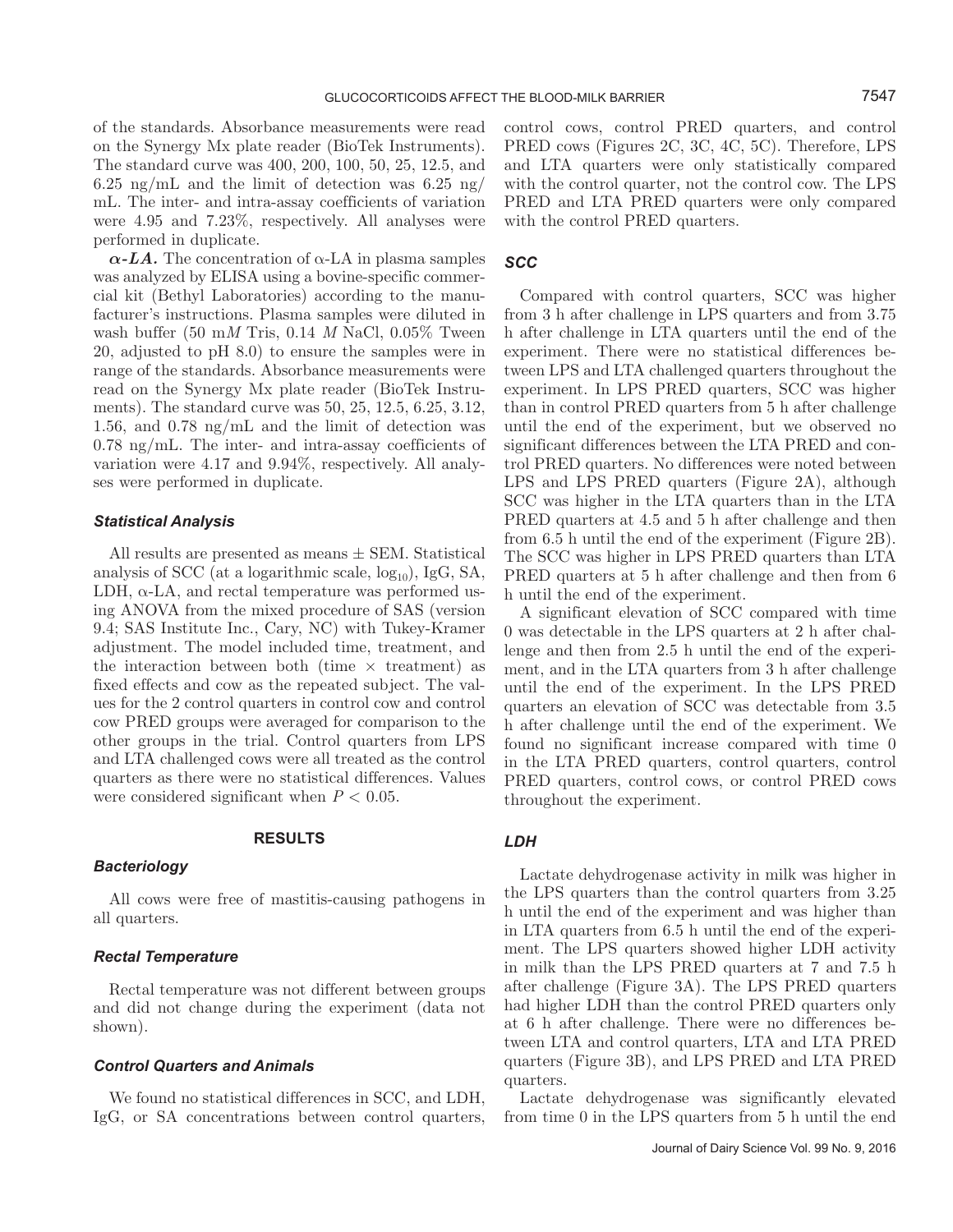of the standards. Absorbance measurements were read on the Synergy Mx plate reader (BioTek Instruments). The standard curve was 400, 200, 100, 50, 25, 12.5, and 6.25 ng/mL and the limit of detection was 6.25 ng/mL. The inter- and intra-assay coefficients of variation were 4.95 and 7.23%, respectively. All analyses were performed in duplicate.

***α-LA.*** The concentration of α-LA in plasma samples was analyzed by ELISA using a bovine-specific commercial kit (Bethyl Laboratories) according to the manufacturer's instructions. Plasma samples were diluted in wash buffer (50 m*M* Tris, 0.14 *M* NaCl, 0.05% Tween 20, adjusted to pH 8.0) to ensure the samples were in range of the standards. Absorbance measurements were read on the Synergy Mx plate reader (BioTek Instruments). The standard curve was 50, 25, 12.5, 6.25, 3.12, 1.56, and 0.78 ng/mL and the limit of detection was 0.78 ng/mL. The inter- and intra-assay coefficients of variation were 4.17 and 9.94%, respectively. All analyses were performed in duplicate.

### Statistical Analysis

All results are presented as means ± SEM. Statistical analysis of SCC (at a logarithmic scale, $\log_{10}$), IgG, SA, LDH, α-LA, and rectal temperature was performed using ANOVA from the mixed procedure of SAS (version 9.4; SAS Institute Inc., Cary, NC) with Tukey-Kramer adjustment. The model included time, treatment, and the interaction between both (time × treatment) as fixed effects and cow as the repeated subject. The values for the 2 control quarters in control cow and control cow PRED groups were averaged for comparison to the other groups in the trial. Control quarters from LPS and LTA challenged cows were all treated as the control quarters as there were no statistical differences. Values were considered significant when $P < 0.05$.

## RESULTS

### Bacteriology

All cows were free of mastitis-causing pathogens in all quarters.

### Rectal Temperature

Rectal temperature was not different between groups and did not change during the experiment (data not shown).

### Control Quarters and Animals

We found no statistical differences in SCC, and LDH, IgG, or SA concentrations between control quarters, control cows, control PRED quarters, and control PRED cows (Figures 2C, 3C, 4C, 5C). Therefore, LPS and LTA quarters were only statistically compared with the control quarter, not the control cow. The LPS PRED and LTA PRED quarters were only compared with the control PRED quarters.

### SCC

Compared with control quarters, SCC was higher from 3 h after challenge in LPS quarters and from 3.75 h after challenge in LTA quarters until the end of the experiment. There were no statistical differences between LPS and LTA challenged quarters throughout the experiment. In LPS PRED quarters, SCC was higher than in control PRED quarters from 5 h after challenge until the end of the experiment, but we observed no significant differences between the LTA PRED and control PRED quarters. No differences were noted between LPS and LPS PRED quarters (Figure 2A), although SCC was higher in the LTA quarters than in the LTA PRED quarters at 4.5 and 5 h after challenge and then from 6.5 h until the end of the experiment (Figure 2B). The SCC was higher in LPS PRED quarters than LTA PRED quarters at 5 h after challenge and then from 6 h until the end of the experiment.

A significant elevation of SCC compared with time 0 was detectable in the LPS quarters at 2 h after challenge and then from 2.5 h until the end of the experiment, and in the LTA quarters from 3 h after challenge until the end of the experiment. In the LPS PRED quarters an elevation of SCC was detectable from 3.5 h after challenge until the end of the experiment. We found no significant increase compared with time 0 in the LTA PRED quarters, control quarters, control PRED quarters, control cows, or control PRED cows throughout the experiment.

### LDH

Lactate dehydrogenase activity in milk was higher in the LPS quarters than the control quarters from 3.25 h until the end of the experiment and was higher than in LTA quarters from 6.5 h until the end of the experiment. The LPS quarters showed higher LDH activity in milk than the LPS PRED quarters at 7 and 7.5 h after challenge (Figure 3A). The LPS PRED quarters had higher LDH than the control PRED quarters only at 6 h after challenge. There were no differences between LTA and control quarters, LTA and LTA PRED quarters (Figure 3B), and LPS PRED and LTA PRED quarters.

Lactate dehydrogenase was significantly elevated from time 0 in the LPS quarters from 5 h until the end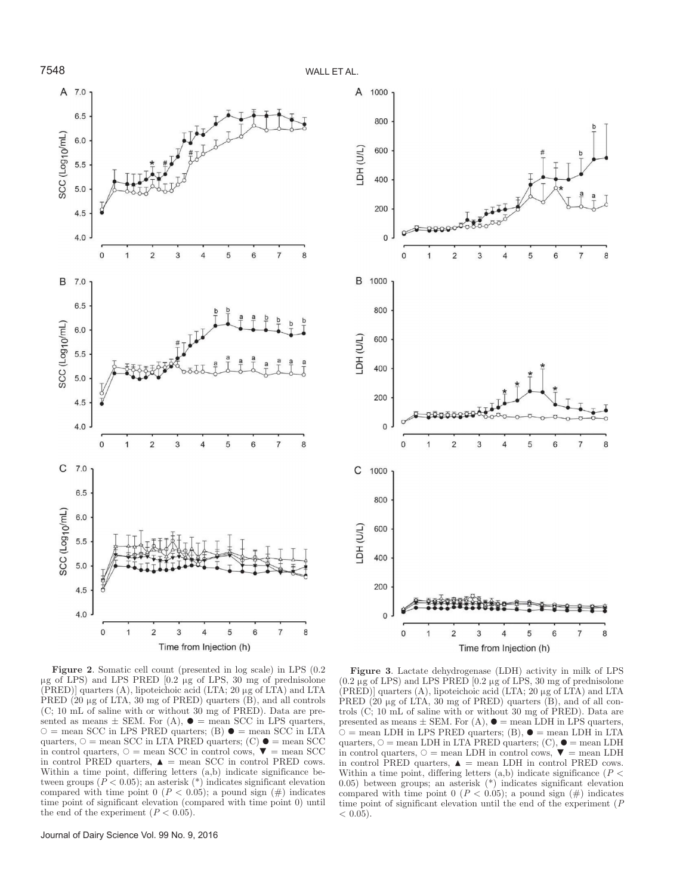**Figure 2**. Somatic cell count (presented in log scale) in LPS (0.2 μg of LPS) and LPS PRED [0.2 μg of LPS, 30 mg of prednisolone (PRED)] quarters (A), lipoteichoic acid (LTA; 20 μg of LTA) and LTA PRED (20 μg of LTA, 30 mg of PRED) quarters (B), and all controls (C; 10 mL of saline with or without 30 mg of PRED). Data are presented as means ± SEM. For (A), ● = mean SCC in LPS quarters, ○ = mean SCC in LPS PRED quarters; (B) ● = mean SCC in LTA quarters, ○ = mean SCC in LTA PRED quarters; (C) ● = mean SCC in control quarters, ○ = mean SCC in control cows, ▼ = mean SCC in control PRED quarters, ▲ = mean SCC in control PRED cows. Within a time point, differing letters (a,b) indicate significance between groups ($P < 0.05$); an asterisk (*) indicates significant elevation compared with time point 0 ($P < 0.05$); a pound sign (#) indicates time point of significant elevation (compared with time point 0) until the end of the experiment ($P < 0.05$).

**Figure 3**. Lactate dehydrogenase (LDH) activity in milk of LPS (0.2 μg of LPS) and LPS PRED [0.2 μg of LPS, 30 mg of prednisolone (PRED)] quarters (A), lipoteichoic acid (LTA; 20 μg of LTA) and LTA PRED (20 μg of LTA, 30 mg of PRED) quarters (B), and of all controls (C; 10 mL of saline with or without 30 mg of PRED). Data are presented as means ± SEM. For (A), ● = mean LDH in LPS quarters, ○ = mean LDH in LPS PRED quarters; (B), ● = mean LDH in LTA quarters, ○ = mean LDH in LTA PRED quarters; (C), ● = mean LDH in control quarters, ○ = mean LDH in control cows, ▼ = mean LDH in control PRED quarters, ▲ = mean LDH in control PRED cows. Within a time point, differing letters (a,b) indicate significance ($P < 0.05$) between groups; an asterisk (*) indicates significant elevation compared with time point 0 ($P < 0.05$); a pound sign (#) indicates time point of significant elevation until the end of the experiment ($P < 0.05$).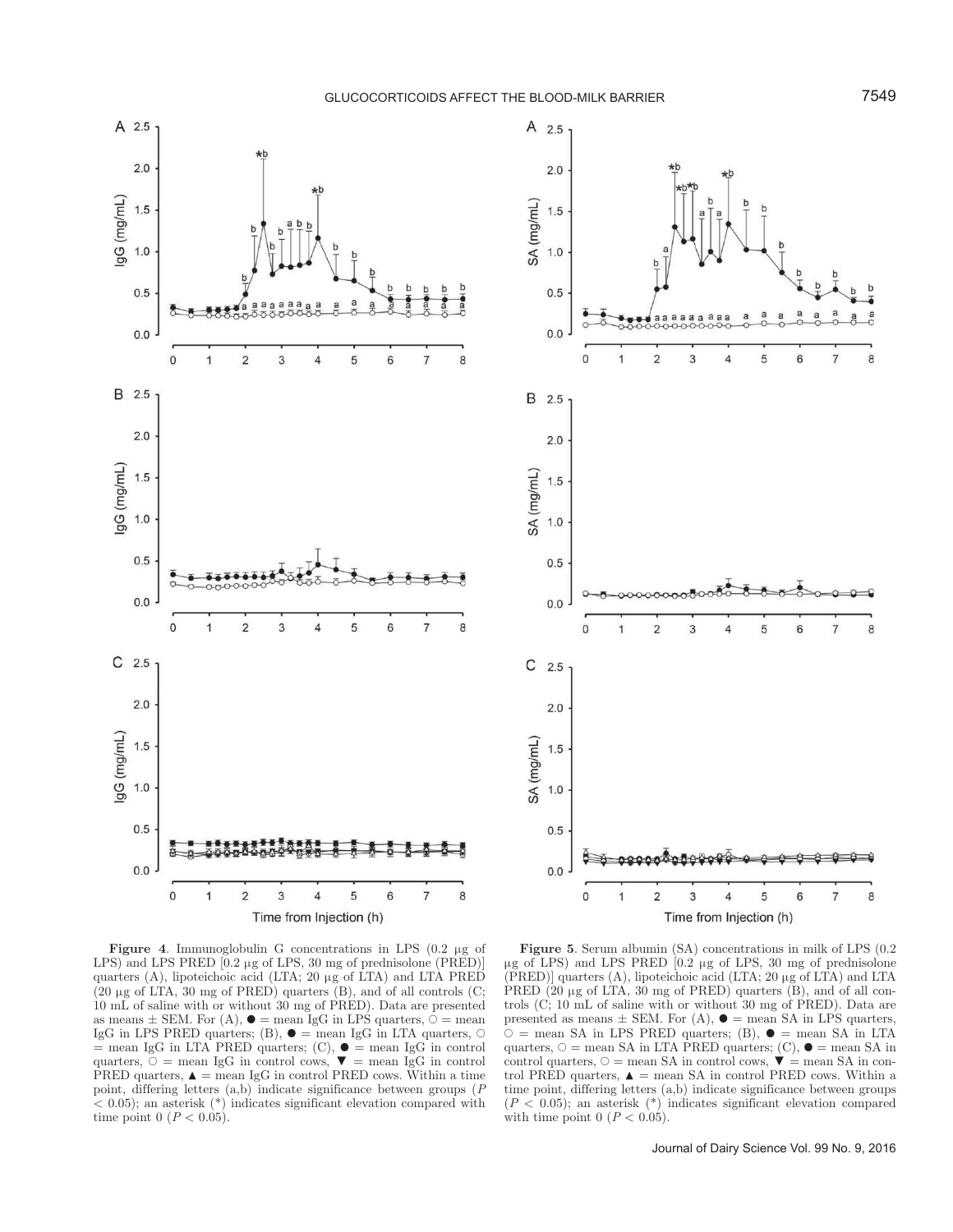**Figure 4**. Immunoglobulin G concentrations in LPS (0.2 μg of LPS) and LPS PRED [0.2 μg of LPS, 30 mg of prednisolone (PRED)] quarters (A), lipoteichoic acid (LTA; 20 μg of LTA) and LTA PRED (20 μg of LTA, 30 mg of PRED) quarters (B), and of all controls (C; 10 mL of saline with or without 30 mg of PRED). Data are presented as means ± SEM. For (A), ● = mean IgG in LPS quarters, ○ = mean IgG in LPS PRED quarters; (B), ● = mean IgG in LTA quarters, ○ = mean IgG in LTA PRED quarters; (C), ● = mean IgG in control quarters, ○ = mean IgG in control cows, ▼ = mean IgG in control PRED quarters, ▲ = mean IgG in control PRED cows. Within a time point, differing letters (a,b) indicate significance between groups ($P < 0.05$); an asterisk (*) indicates significant elevation compared with time point 0 ($P < 0.05$).

**Figure 5**. Serum albumin (SA) concentrations in milk of LPS (0.2 μg of LPS) and LPS PRED [0.2 μg of LPS, 30 mg of prednisolone (PRED)] quarters (A), lipoteichoic acid (LTA; 20 μg of LTA) and LTA PRED (20 μg of LTA, 30 mg of PRED) quarters (B), and of all controls (C; 10 mL of saline with or without 30 mg of PRED). Data are presented as means ± SEM. For (A), ● = mean SA in LPS quarters, ○ = mean SA in LPS PRED quarters; (B), ● = mean SA in LTA quarters, ○ = mean SA in LTA PRED quarters; (C), ● = mean SA in control quarters, ○ = mean SA in control cows, ▼ = mean SA in control PRED quarters, ▲ = mean SA in control PRED cows. Within a time point, differing letters (a,b) indicate significance between groups ($P < 0.05$); an asterisk (*) indicates significant elevation compared with time point 0 ($P < 0.05$).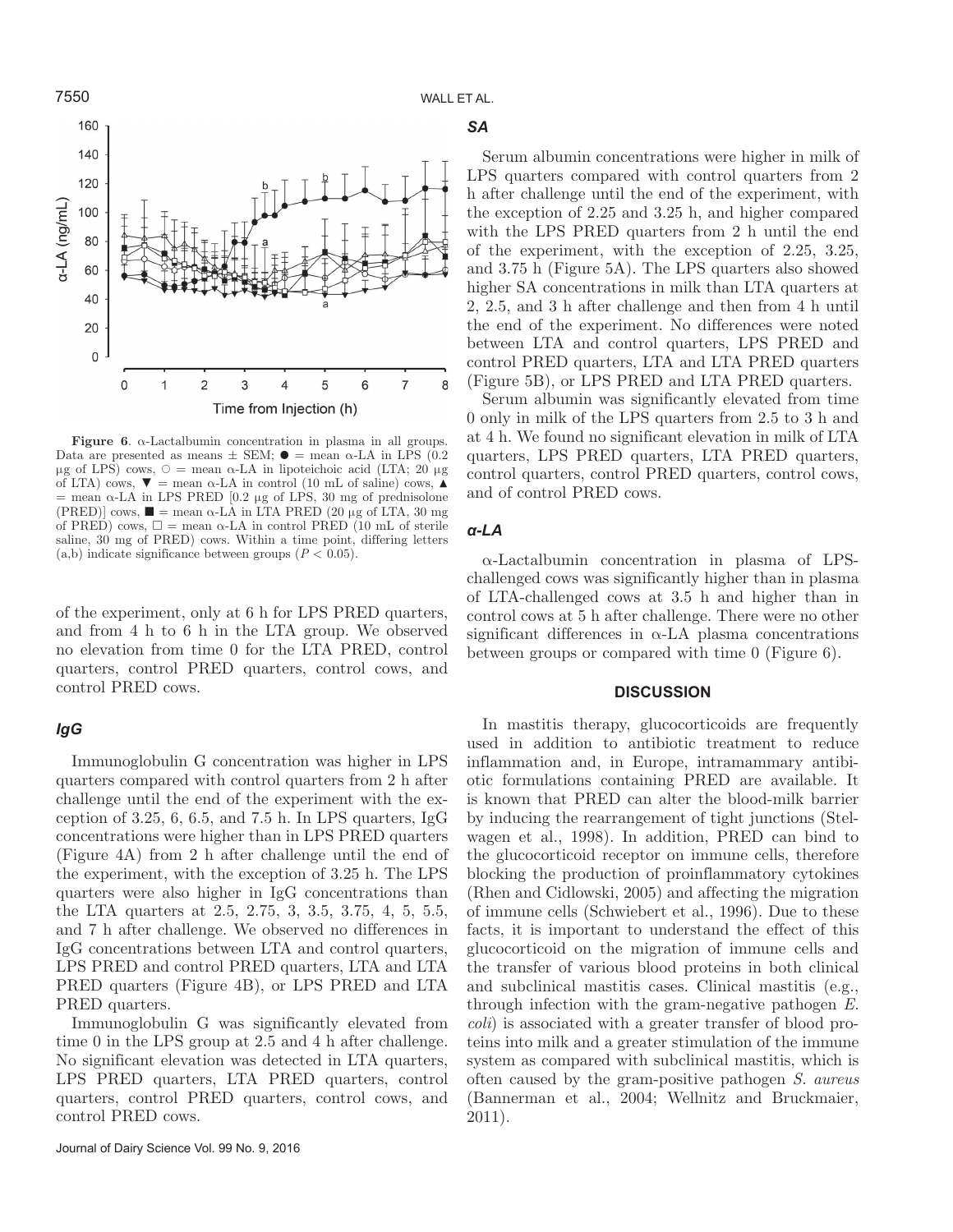Figure 6. α-Lactalbumin concentration in plasma in all groups. Data are presented as means ± SEM; ● = mean α-LA in LPS (0.2 μg of LPS) cows, ○ = mean α-LA in lipoteichoic acid (LTA; 20 μg of LTA) cows, ▼ = mean α-LA in control (10 mL of saline) cows, ▲ = mean α-LA in LPS PRED [0.2 μg of LPS, 30 mg of prednisolone (PRED)] cows, ■ = mean α-LA in LTA PRED (20 μg of LTA, 30 mg of PRED) cows, □ = mean α-LA in control PRED (10 mL of sterile saline, 30 mg of PRED) cows. Within a time point, differing letters (a,b) indicate significance between groups ($P < 0.05$).

of the experiment, only at 6 h for LPS PRED quarters, and from 4 h to 6 h in the LTA group. We observed no elevation from time 0 for the LTA PRED, control quarters, control PRED quarters, control cows, and control PRED cows.

### *IgG*

Immunoglobulin G concentration was higher in LPS quarters compared with control quarters from 2 h after challenge until the end of the experiment with the exception of 3.25, 6, 6.5, and 7.5 h. In LPS quarters, IgG concentrations were higher than in LPS PRED quarters (Figure 4A) from 2 h after challenge until the end of the experiment, with the exception of 3.25 h. The LPS quarters were also higher in IgG concentrations than the LTA quarters at 2.5, 2.75, 3, 3.5, 3.75, 4, 5, 5.5, and 7 h after challenge. We observed no differences in IgG concentrations between LTA and control quarters, LPS PRED and control PRED quarters, LTA and LTA PRED quarters (Figure 4B), or LPS PRED and LTA PRED quarters.

Immunoglobulin G was significantly elevated from time 0 in the LPS group at 2.5 and 4 h after challenge. No significant elevation was detected in LTA quarters, LPS PRED quarters, LTA PRED quarters, control quarters, control PRED quarters, control cows, and control PRED cows.

### *SA*

Serum albumin concentrations were higher in milk of LPS quarters compared with control quarters from 2 h after challenge until the end of the experiment, with the exception of 2.25 and 3.25 h, and higher compared with the LPS PRED quarters from 2 h until the end of the experiment, with the exception of 2.25, 3.25, and 3.75 h (Figure 5A). The LPS quarters also showed higher SA concentrations in milk than LTA quarters at 2, 2.5, and 3 h after challenge and then from 4 h until the end of the experiment. No differences were noted between LTA and control quarters, LPS PRED and control PRED quarters, LTA and LTA PRED quarters (Figure 5B), or LPS PRED and LTA PRED quarters.

Serum albumin was significantly elevated from time 0 only in milk of the LPS quarters from 2.5 to 3 h and at 4 h. We found no significant elevation in milk of LTA quarters, LPS PRED quarters, LTA PRED quarters, control quarters, control PRED quarters, control cows, and of control PRED cows.

### *α-LA*

α-Lactalbumin concentration in plasma of LPS-challenged cows was significantly higher than in plasma of LTA-challenged cows at 3.5 h and higher than in control cows at 5 h after challenge. There were no other significant differences in α-LA plasma concentrations between groups or compared with time 0 (Figure 6).

## DISCUSSION

In mastitis therapy, glucocorticoids are frequently used in addition to antibiotic treatment to reduce inflammation and, in Europe, intramammary antibiotic formulations containing PRED are available. It is known that PRED can alter the blood-milk barrier by inducing the rearrangement of tight junctions (Stelwagen et al., 1998). In addition, PRED can bind to the glucocorticoid receptor on immune cells, therefore blocking the production of proinflammatory cytokines (Rhen and Cidlowski, 2005) and affecting the migration of immune cells (Schwiebert et al., 1996). Due to these facts, it is important to understand the effect of this glucocorticoid on the migration of immune cells and the transfer of various blood proteins in both clinical and subclinical mastitis cases. Clinical mastitis (e.g., through infection with the gram-negative pathogen *E. coli*) is associated with a greater transfer of blood proteins into milk and a greater stimulation of the immune system as compared with subclinical mastitis, which is often caused by the gram-positive pathogen *S. aureus* (Bannerman et al., 2004; Wellnitz and Bruckmaier, 2011).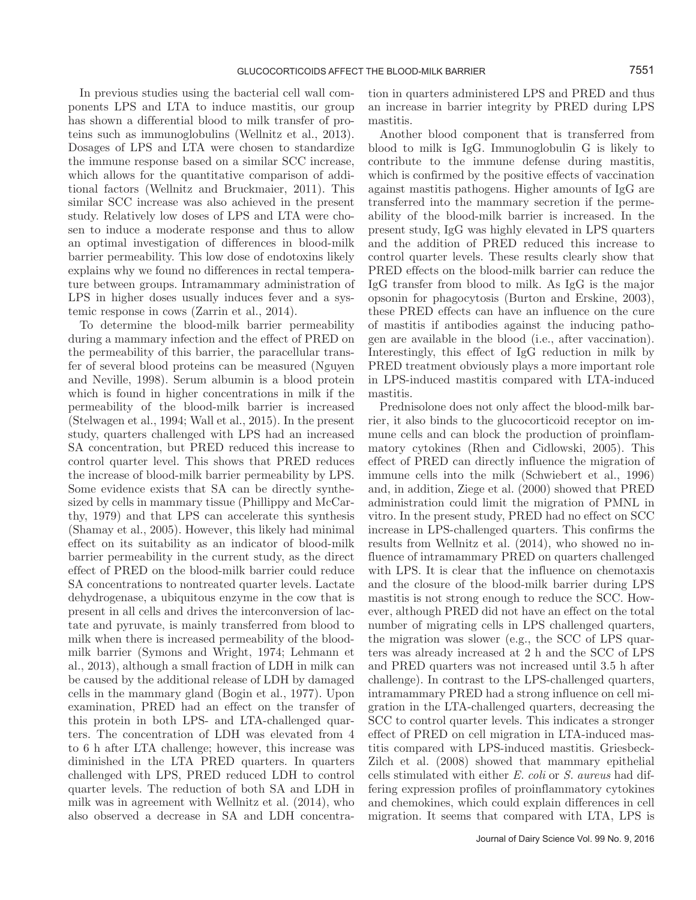In previous studies using the bacterial cell wall components LPS and LTA to induce mastitis, our group has shown a differential blood to milk transfer of proteins such as immunoglobulins (Wellnitz et al., 2013). Dosages of LPS and LTA were chosen to standardize the immune response based on a similar SCC increase, which allows for the quantitative comparison of additional factors (Wellnitz and Bruckmaier, 2011). This similar SCC increase was also achieved in the present study. Relatively low doses of LPS and LTA were chosen to induce a moderate response and thus to allow an optimal investigation of differences in blood-milk barrier permeability. This low dose of endotoxins likely explains why we found no differences in rectal temperature between groups. Intramammary administration of LPS in higher doses usually induces fever and a systemic response in cows (Zarrin et al., 2014).

To determine the blood-milk barrier permeability during a mammary infection and the effect of PRED on the permeability of this barrier, the paracellular transfer of several blood proteins can be measured (Nguyen and Neville, 1998). Serum albumin is a blood protein which is found in higher concentrations in milk if the permeability of the blood-milk barrier is increased (Stelwagen et al., 1994; Wall et al., 2015). In the present study, quarters challenged with LPS had an increased SA concentration, but PRED reduced this increase to control quarter level. This shows that PRED reduces the increase of blood-milk barrier permeability by LPS. Some evidence exists that SA can be directly synthesized by cells in mammary tissue (Phillippy and McCarthy, 1979) and that LPS can accelerate this synthesis (Shamay et al., 2005). However, this likely had minimal effect on its suitability as an indicator of blood-milk barrier permeability in the current study, as the direct effect of PRED on the blood-milk barrier could reduce SA concentrations to nontreated quarter levels. Lactate dehydrogenase, a ubiquitous enzyme in the cow that is present in all cells and drives the interconversion of lactate and pyruvate, is mainly transferred from blood to milk when there is increased permeability of the blood-milk barrier (Symons and Wright, 1974; Lehmann et al., 2013), although a small fraction of LDH in milk can be caused by the additional release of LDH by damaged cells in the mammary gland (Bogin et al., 1977). Upon examination, PRED had an effect on the transfer of this protein in both LPS- and LTA-challenged quarters. The concentration of LDH was elevated from 4 to 6 h after LTA challenge; however, this increase was diminished in the LTA PRED quarters. In quarters challenged with LPS, PRED reduced LDH to control quarter levels. The reduction of both SA and LDH in milk was in agreement with Wellnitz et al. (2014), who also observed a decrease in SA and LDH concentration in quarters administered LPS and PRED and thus an increase in barrier integrity by PRED during LPS mastitis.

Another blood component that is transferred from blood to milk is IgG. Immunoglobulin G is likely to contribute to the immune defense during mastitis, which is confirmed by the positive effects of vaccination against mastitis pathogens. Higher amounts of IgG are transferred into the mammary secretion if the permeability of the blood-milk barrier is increased. In the present study, IgG was highly elevated in LPS quarters and the addition of PRED reduced this increase to control quarter levels. These results clearly show that PRED effects on the blood-milk barrier can reduce the IgG transfer from blood to milk. As IgG is the major opsonin for phagocytosis (Burton and Erskine, 2003), these PRED effects can have an influence on the cure of mastitis if antibodies against the inducing pathogen are available in the blood (i.e., after vaccination). Interestingly, this effect of IgG reduction in milk by PRED treatment obviously plays a more important role in LPS-induced mastitis compared with LTA-induced mastitis.

Prednisolone does not only affect the blood-milk barrier, it also binds to the glucocorticoid receptor on immune cells and can block the production of proinflammatory cytokines (Rhen and Cidlowski, 2005). This effect of PRED can directly influence the migration of immune cells into the milk (Schwiebert et al., 1996) and, in addition, Ziege et al. (2000) showed that PRED administration could limit the migration of PMNL in vitro. In the present study, PRED had no effect on SCC increase in LPS-challenged quarters. This confirms the results from Wellnitz et al. (2014), who showed no influence of intramammary PRED on quarters challenged with LPS. It is clear that the influence on chemotaxis and the closure of the blood-milk barrier during LPS mastitis is not strong enough to reduce the SCC. However, although PRED did not have an effect on the total number of migrating cells in LPS challenged quarters, the migration was slower (e.g., the SCC of LPS quarters was already increased at 2 h and the SCC of LPS and PRED quarters was not increased until 3.5 h after challenge). In contrast to the LPS-challenged quarters, intramammary PRED had a strong influence on cell migration in the LTA-challenged quarters, decreasing the SCC to control quarter levels. This indicates a stronger effect of PRED on cell migration in LTA-induced mastitis compared with LPS-induced mastitis. Griesbeck-Zilch et al. (2008) showed that mammary epithelial cells stimulated with either *E. coli* or *S. aureus* had differing expression profiles of proinflammatory cytokines and chemokines, which could explain differences in cell migration. It seems that compared with LTA, LPS is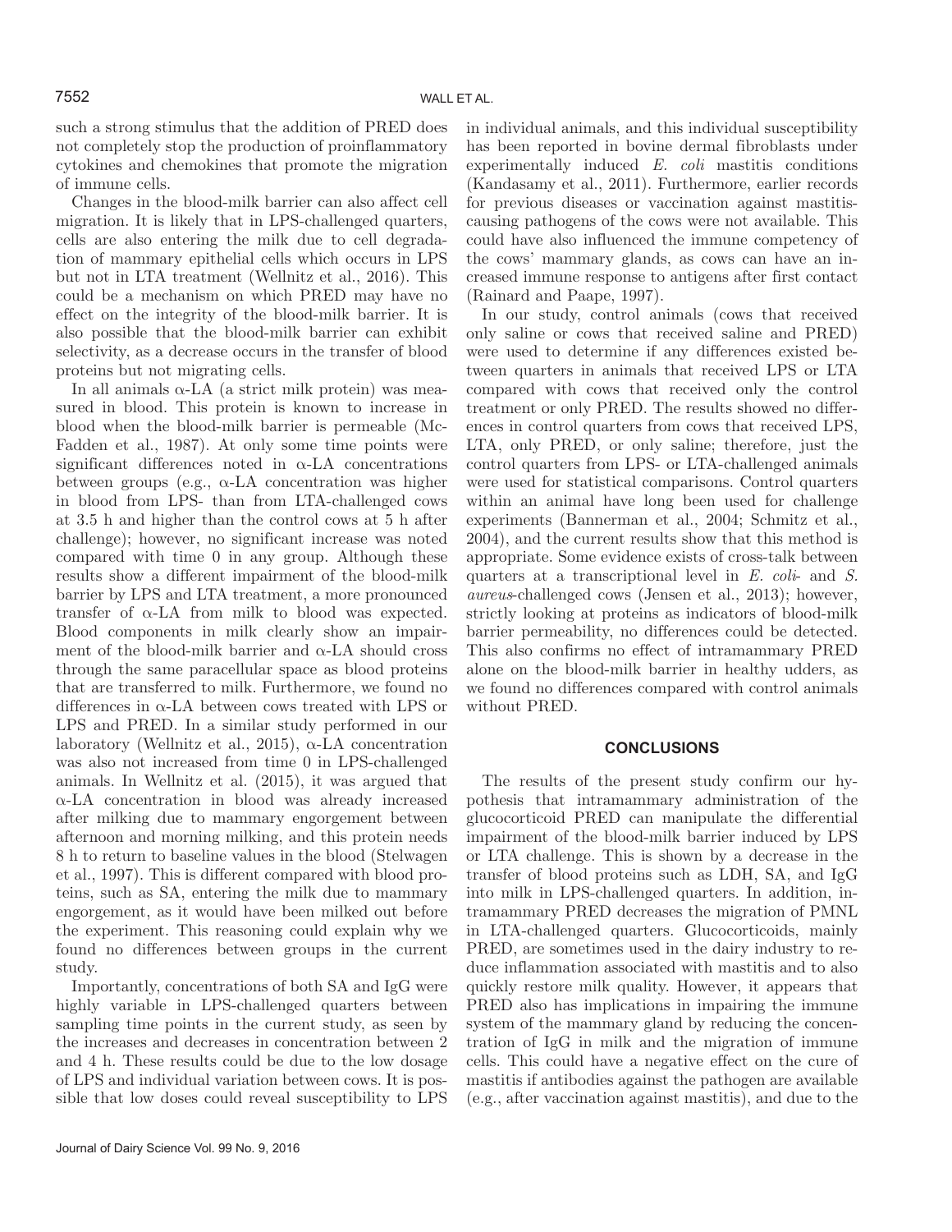such a strong stimulus that the addition of PRED does not completely stop the production of proinflammatory cytokines and chemokines that promote the migration of immune cells.

Changes in the blood-milk barrier can also affect cell migration. It is likely that in LPS-challenged quarters, cells are also entering the milk due to cell degradation of mammary epithelial cells which occurs in LPS but not in LTA treatment (Wellnitz et al., 2016). This could be a mechanism on which PRED may have no effect on the integrity of the blood-milk barrier. It is also possible that the blood-milk barrier can exhibit selectivity, as a decrease occurs in the transfer of blood proteins but not migrating cells.

In all animals α-LA (a strict milk protein) was measured in blood. This protein is known to increase in blood when the blood-milk barrier is permeable (McFadden et al., 1987). At only some time points were significant differences noted in α-LA concentrations between groups (e.g., α-LA concentration was higher in blood from LPS- than from LTA-challenged cows at 3.5 h and higher than the control cows at 5 h after challenge); however, no significant increase was noted compared with time 0 in any group. Although these results show a different impairment of the blood-milk barrier by LPS and LTA treatment, a more pronounced transfer of α-LA from milk to blood was expected. Blood components in milk clearly show an impairment of the blood-milk barrier and α-LA should cross through the same paracellular space as blood proteins that are transferred to milk. Furthermore, we found no differences in α-LA between cows treated with LPS or LPS and PRED. In a similar study performed in our laboratory (Wellnitz et al., 2015), α-LA concentration was also not increased from time 0 in LPS-challenged animals. In Wellnitz et al. (2015), it was argued that α-LA concentration in blood was already increased after milking due to mammary engorgement between afternoon and morning milking, and this protein needs 8 h to return to baseline values in the blood (Stelwagen et al., 1997). This is different compared with blood proteins, such as SA, entering the milk due to mammary engorgement, as it would have been milked out before the experiment. This reasoning could explain why we found no differences between groups in the current study.

Importantly, concentrations of both SA and IgG were highly variable in LPS-challenged quarters between sampling time points in the current study, as seen by the increases and decreases in concentration between 2 and 4 h. These results could be due to the low dosage of LPS and individual variation between cows. It is possible that low doses could reveal susceptibility to LPS in individual animals, and this individual susceptibility has been reported in bovine dermal fibroblasts under experimentally induced *E. coli* mastitis conditions (Kandasamy et al., 2011). Furthermore, earlier records for previous diseases or vaccination against mastitis-causing pathogens of the cows were not available. This could have also influenced the immune competency of the cows' mammary glands, as cows can have an increased immune response to antigens after first contact (Rainard and Paape, 1997).

In our study, control animals (cows that received only saline or cows that received saline and PRED) were used to determine if any differences existed between quarters in animals that received LPS or LTA compared with cows that received only the control treatment or only PRED. The results showed no differences in control quarters from cows that received LPS, LTA, only PRED, or only saline; therefore, just the control quarters from LPS- or LTA-challenged animals were used for statistical comparisons. Control quarters within an animal have long been used for challenge experiments (Bannerman et al., 2004; Schmitz et al., 2004), and the current results show that this method is appropriate. Some evidence exists of cross-talk between quarters at a transcriptional level in *E. coli*- and *S. aureus*-challenged cows (Jensen et al., 2013); however, strictly looking at proteins as indicators of blood-milk barrier permeability, no differences could be detected. This also confirms no effect of intramammary PRED alone on the blood-milk barrier in healthy udders, as we found no differences compared with control animals without PRED.

## CONCLUSIONS

The results of the present study confirm our hypothesis that intramammary administration of the glucocorticoid PRED can manipulate the differential impairment of the blood-milk barrier induced by LPS or LTA challenge. This is shown by a decrease in the transfer of blood proteins such as LDH, SA, and IgG into milk in LPS-challenged quarters. In addition, intramammary PRED decreases the migration of PMNL in LTA-challenged quarters. Glucocorticoids, mainly PRED, are sometimes used in the dairy industry to reduce inflammation associated with mastitis and to also quickly restore milk quality. However, it appears that PRED also has implications in impairing the immune system of the mammary gland by reducing the concentration of IgG in milk and the migration of immune cells. This could have a negative effect on the cure of mastitis if antibodies against the pathogen are available (e.g., after vaccination against mastitis), and due to the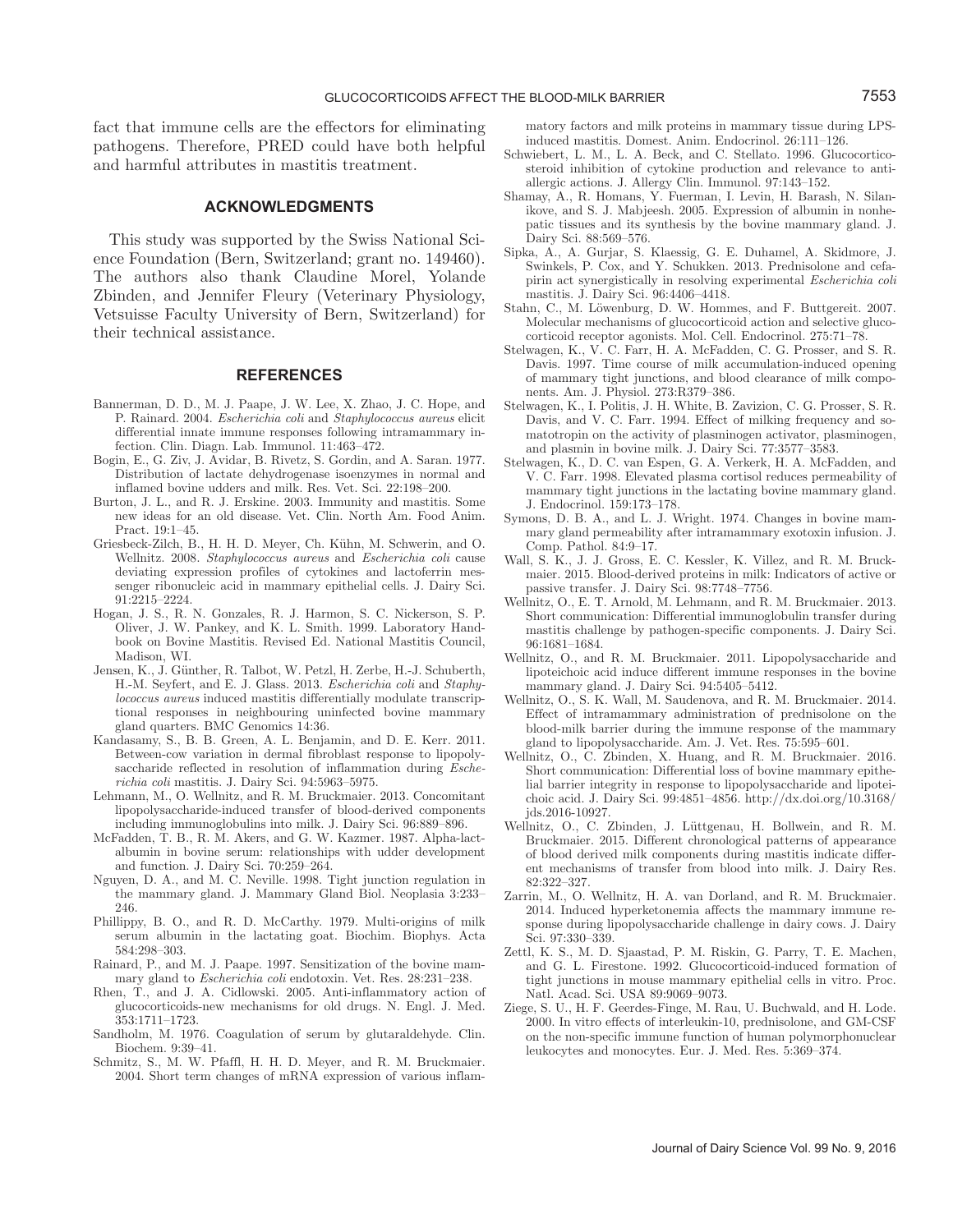fact that immune cells are the effectors for eliminating pathogens. Therefore, PRED could have both helpful and harmful attributes in mastitis treatment.

## ACKNOWLEDGMENTS

This study was supported by the Swiss National Science Foundation (Bern, Switzerland; grant no. 149460). The authors also thank Claudine Morel, Yolande Zbinden, and Jennifer Fleury (Veterinary Physiology, Vetsuisse Faculty University of Bern, Switzerland) for their technical assistance.

## REFERENCES

Bannerman, D. D., M. J. Paape, J. W. Lee, X. Zhao, J. C. Hope, and P. Rainard. 2004. *Escherichia coli* and *Staphylococcus aureus* elicit differential innate immune responses following intramammary infection. Clin. Diagn. Lab. Immunol. 11:463–472.

Bogin, E., G. Ziv, J. Avidar, B. Rivetz, S. Gordin, and A. Saran. 1977. Distribution of lactate dehydrogenase isoenzymes in normal and inflamed bovine udders and milk. Res. Vet. Sci. 22:198–200.

Burton, J. L., and R. J. Erskine. 2003. Immunity and mastitis. Some new ideas for an old disease. Vet. Clin. North Am. Food Anim. Pract. 19:1–45.

Griesbeck-Zilch, B., H. H. D. Meyer, Ch. Kühn, M. Schwerin, and O. Wellnitz. 2008. *Staphylococcus aureus* and *Escherichia coli* cause deviating expression profiles of cytokines and lactoferrin messenger ribonucleic acid in mammary epithelial cells. J. Dairy Sci. 91:2215–2224.

Hogan, J. S., R. N. Gonzales, R. J. Harmon, S. C. Nickerson, S. P. Oliver, J. W. Pankey, and K. L. Smith. 1999. Laboratory Handbook on Bovine Mastitis. Revised Ed. National Mastitis Council, Madison, WI.

Jensen, K., J. Günther, R. Talbot, W. Petzl, H. Zerbe, H.-J. Schuberth, H.-M. Seyfert, and E. J. Glass. 2013. *Escherichia coli* and *Staphylococcus aureus* induced mastitis differentially modulate transcriptional responses in neighbouring uninfected bovine mammary gland quarters. BMC Genomics 14:36.

Kandasamy, S., B. B. Green, A. L. Benjamin, and D. E. Kerr. 2011. Between-cow variation in dermal fibroblast response to lipopolysaccharide reflected in resolution of inflammation during *Escherichia coli* mastitis. J. Dairy Sci. 94:5963–5975.

Lehmann, M., O. Wellnitz, and R. M. Bruckmaier. 2013. Concomitant lipopolysaccharide-induced transfer of blood-derived components including immunoglobulins into milk. J. Dairy Sci. 96:889–896.

McFadden, T. B., R. M. Akers, and G. W. Kazmer. 1987. Alpha-lactalbumin in bovine serum: relationships with udder development and function. J. Dairy Sci. 70:259–264.

Nguyen, D. A., and M. C. Neville. 1998. Tight junction regulation in the mammary gland. J. Mammary Gland Biol. Neoplasia 3:233–246.

Phillippy, B. O., and R. D. McCarthy. 1979. Multi-origins of milk serum albumin in the lactating goat. Biochim. Biophys. Acta 584:298–303.

Rainard, P., and M. J. Paape. 1997. Sensitization of the bovine mammary gland to *Escherichia coli* endotoxin. Vet. Res. 28:231–238.

Rhen, T., and J. A. Cidlowski. 2005. Anti-inflammatory action of glucocorticoids-new mechanisms for old drugs. N. Engl. J. Med. 353:1711–1723.

Sandholm, M. 1976. Coagulation of serum by glutaraldehyde. Clin. Biochem. 9:39–41.

Schmitz, S., M. W. Pfaffl, H. H. D. Meyer, and R. M. Bruckmaier. 2004. Short term changes of mRNA expression of various inflammatory factors and milk proteins in mammary tissue during LPS-induced mastitis. Domest. Anim. Endocrinol. 26:111–126.

Schwiebert, L. M., L. A. Beck, and C. Stellato. 1996. Glucocorticosteroid inhibition of cytokine production and relevance to antiallergic actions. J. Allergy Clin. Immunol. 97:143–152.

Shamay, A., R. Homans, Y. Fuerman, I. Levin, H. Barash, N. Silanikove, and S. J. Mabjeesh. 2005. Expression of albumin in nonhepatic tissues and its synthesis by the bovine mammary gland. J. Dairy Sci. 88:569–576.

Sipka, A., A. Gurjar, S. Klaessig, G. E. Duhamel, A. Skidmore, J. Swinkels, P. Cox, and Y. Schukken. 2013. Prednisolone and cefapirin act synergistically in resolving experimental *Escherichia coli* mastitis. J. Dairy Sci. 96:4406–4418.

Stahn, C., M. Löwenburg, D. W. Hommes, and F. Buttgereit. 2007. Molecular mechanisms of glucocorticoid action and selective glucocorticoid receptor agonists. Mol. Cell. Endocrinol. 275:71–78.

Stelwagen, K., V. C. Farr, H. A. McFadden, C. G. Prosser, and S. R. Davis. 1997. Time course of milk accumulation-induced opening of mammary tight junctions, and blood clearance of milk components. Am. J. Physiol. 273:R379–386.

Stelwagen, K., I. Politis, J. H. White, B. Zavizion, C. G. Prosser, S. R. Davis, and V. C. Farr. 1994. Effect of milking frequency and somatotropin on the activity of plasminogen activator, plasminogen, and plasmin in bovine milk. J. Dairy Sci. 77:3577–3583.

Stelwagen, K., D. C. van Espen, G. A. Verkerk, H. A. McFadden, and V. C. Farr. 1998. Elevated plasma cortisol reduces permeability of mammary tight junctions in the lactating bovine mammary gland. J. Endocrinol. 159:173–178.

Symons, D. B. A., and L. J. Wright. 1974. Changes in bovine mammary gland permeability after intramammary exotoxin infusion. J. Comp. Pathol. 84:9–17.

Wall, S. K., J. J. Gross, E. C. Kessler, K. Villez, and R. M. Bruckmaier. 2015. Blood-derived proteins in milk: Indicators of active or passive transfer. J. Dairy Sci. 98:7748–7756.

Wellnitz, O., E. T. Arnold, M. Lehmann, and R. M. Bruckmaier. 2013. Short communication: Differential immunoglobulin transfer during mastitis challenge by pathogen-specific components. J. Dairy Sci. 96:1681–1684.

Wellnitz, O., and R. M. Bruckmaier. 2011. Lipopolysaccharide and lipoteichoic acid induce different immune responses in the bovine mammary gland. J. Dairy Sci. 94:5405–5412.

Wellnitz, O., S. K. Wall, M. Saudenova, and R. M. Bruckmaier. 2014. Effect of intramammary administration of prednisolone on the blood-milk barrier during the immune response of the mammary gland to lipopolysaccharide. Am. J. Vet. Res. 75:595–601.

Wellnitz, O., C. Zbinden, X. Huang, and R. M. Bruckmaier. 2016. Short communication: Differential loss of bovine mammary epithelial barrier integrity in response to lipopolysaccharide and lipoteichoic acid. J. Dairy Sci. 99:4851–4856. http://dx.doi.org/10.3168/jds.2016-10927.

Wellnitz, O., C. Zbinden, J. Lüttgenau, H. Bollwein, and R. M. Bruckmaier. 2015. Different chronological patterns of appearance of blood derived milk components during mastitis indicate different mechanisms of transfer from blood into milk. J. Dairy Res. 82:322–327.

Zarrin, M., O. Wellnitz, H. A. van Dorland, and R. M. Bruckmaier. 2014. Induced hyperketonemia affects the mammary immune response during lipopolysaccharide challenge in dairy cows. J. Dairy Sci. 97:330–339.

Zettl, K. S., M. D. Sjaastad, P. M. Riskin, G. Parry, T. E. Machen, and G. L. Firestone. 1992. Glucocorticoid-induced formation of tight junctions in mouse mammary epithelial cells in vitro. Proc. Natl. Acad. Sci. USA 89:9069–9073.

Ziege, S. U., H. F. Geerdes-Finge, M. Rau, U. Buchwald, and H. Lode. 2000. In vitro effects of interleukin-10, prednisolone, and GM-CSF on the non-specific immune function of human polymorphonuclear leukocytes and monocytes. Eur. J. Med. Res. 5:369–374.